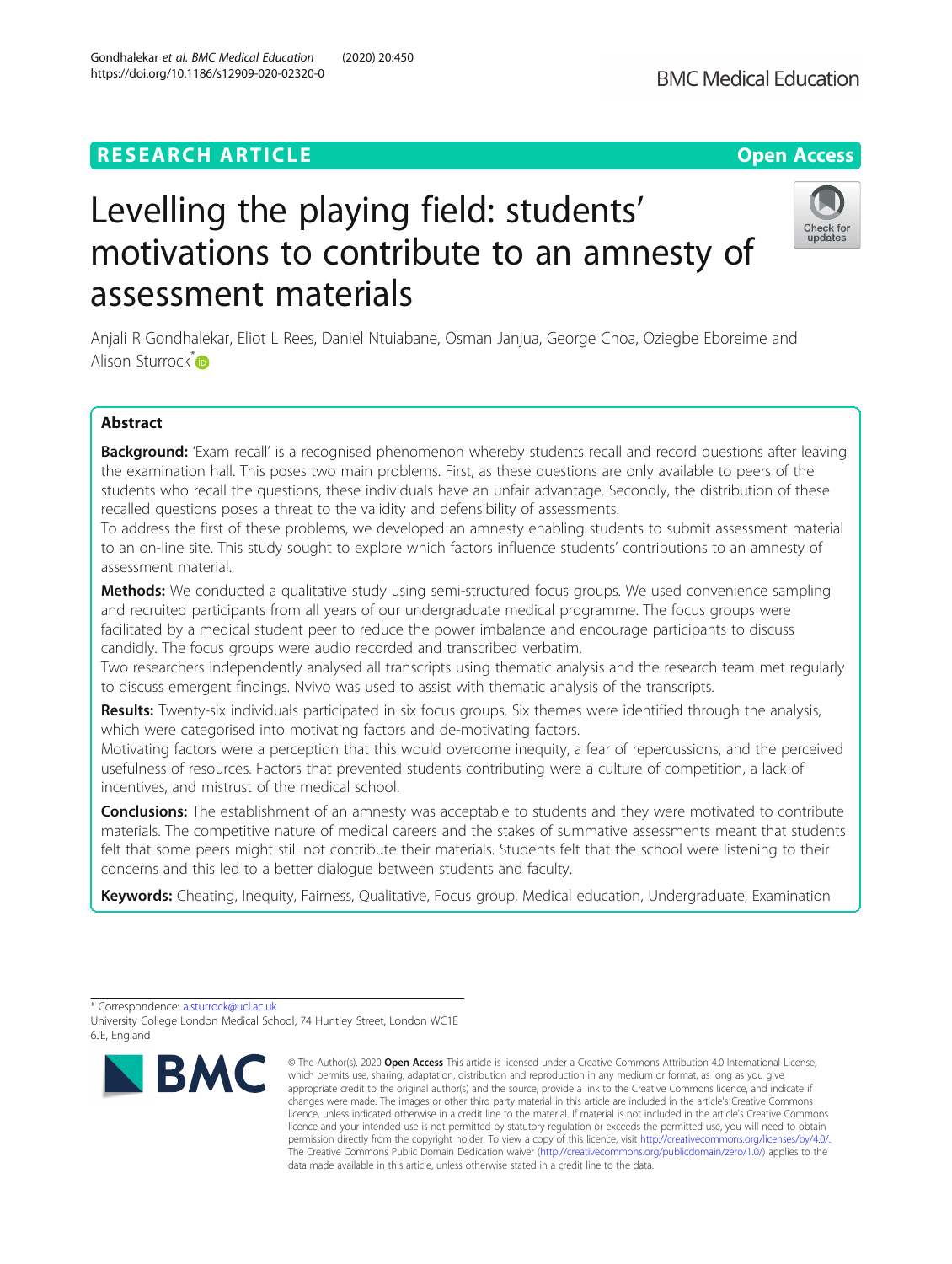RESEARCH ARTICLE

Open Access

# Levelling the playing field: students' motivations to contribute to an amnesty of assessment materials

Anjali R Gondhalekar, Eliot L Rees, Daniel Ntuiabane, Osman Janjua, George Choa, Oziegbe Eboreime and Alison Sturrock*

## Abstract

**Background:** 'Exam recall' is a recognised phenomenon whereby students recall and record questions after leaving the examination hall. This poses two main problems. First, as these questions are only available to peers of the students who recall the questions, these individuals have an unfair advantage. Secondly, the distribution of these recalled questions poses a threat to the validity and defensibility of assessments.

To address the first of these problems, we developed an amnesty enabling students to submit assessment material to an on-line site. This study sought to explore which factors influence students' contributions to an amnesty of assessment material.

**Methods:** We conducted a qualitative study using semi-structured focus groups. We used convenience sampling and recruited participants from all years of our undergraduate medical programme. The focus groups were facilitated by a medical student peer to reduce the power imbalance and encourage participants to discuss candidly. The focus groups were audio recorded and transcribed verbatim.

Two researchers independently analysed all transcripts using thematic analysis and the research team met regularly to discuss emergent findings. Nvivo was used to assist with thematic analysis of the transcripts.

**Results:** Twenty-six individuals participated in six focus groups. Six themes were identified through the analysis, which were categorised into motivating factors and de-motivating factors.

Motivating factors were a perception that this would overcome inequity, a fear of repercussions, and the perceived usefulness of resources. Factors that prevented students contributing were a culture of competition, a lack of incentives, and mistrust of the medical school.

**Conclusions:** The establishment of an amnesty was acceptable to students and they were motivated to contribute materials. The competitive nature of medical careers and the stakes of summative assessments meant that students felt that some peers might still not contribute their materials. Students felt that the school were listening to their concerns and this led to a better dialogue between students and faculty.

**Keywords:** Cheating, Inequity, Fairness, Qualitative, Focus group, Medical education, Undergraduate, Examination

---

* Correspondence: a.sturrock@ucl.ac.uk
University College London Medical School, 74 Huntley Street, London WC1E 6JE, England

© The Author(s). 2020 **Open Access** This article is licensed under a Creative Commons Attribution 4.0 International License, which permits use, sharing, adaptation, distribution and reproduction in any medium or format, as long as you give appropriate credit to the original author(s) and the source, provide a link to the Creative Commons licence, and indicate if changes were made. The images or other third party material in this article are included in the article's Creative Commons licence, unless indicated otherwise in a credit line to the material. If material is not included in the article's Creative Commons licence and your intended use is not permitted by statutory regulation or exceeds the permitted use, you will need to obtain permission directly from the copyright holder. To view a copy of this licence, visit http://creativecommons.org/licenses/by/4.0/. The Creative Commons Public Domain Dedication waiver (http://creativecommons.org/publicdomain/zero/1.0/) applies to the data made available in this article, unless otherwise stated in a credit line to the data.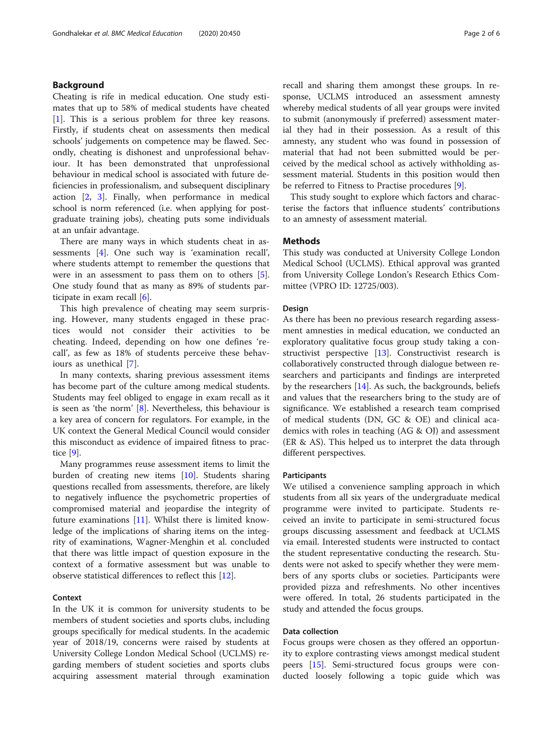## Background

Cheating is rife in medical education. One study estimates that up to 58% of medical students have cheated [1]. This is a serious problem for three key reasons. Firstly, if students cheat on assessments then medical schools' judgements on competence may be flawed. Secondly, cheating is dishonest and unprofessional behaviour. It has been demonstrated that unprofessional behaviour in medical school is associated with future deficiencies in professionalism, and subsequent disciplinary action [2, 3]. Finally, when performance in medical school is norm referenced (i.e. when applying for postgraduate training jobs), cheating puts some individuals at an unfair advantage.

There are many ways in which students cheat in assessments [4]. One such way is 'examination recall', where students attempt to remember the questions that were in an assessment to pass them on to others [5]. One study found that as many as 89% of students participate in exam recall [6].

This high prevalence of cheating may seem surprising. However, many students engaged in these practices would not consider their activities to be cheating. Indeed, depending on how one defines 'recall', as few as 18% of students perceive these behaviours as unethical [7].

In many contexts, sharing previous assessment items has become part of the culture among medical students. Students may feel obliged to engage in exam recall as it is seen as 'the norm' [8]. Nevertheless, this behaviour is a key area of concern for regulators. For example, in the UK context the General Medical Council would consider this misconduct as evidence of impaired fitness to practice [9].

Many programmes reuse assessment items to limit the burden of creating new items [10]. Students sharing questions recalled from assessments, therefore, are likely to negatively influence the psychometric properties of compromised material and jeopardise the integrity of future examinations [11]. Whilst there is limited knowledge of the implications of sharing items on the integrity of examinations, Wagner-Menghin et al. concluded that there was little impact of question exposure in the context of a formative assessment but was unable to observe statistical differences to reflect this [12].

### Context

In the UK it is common for university students to be members of student societies and sports clubs, including groups specifically for medical students. In the academic year of 2018/19, concerns were raised by students at University College London Medical School (UCLMS) regarding members of student societies and sports clubs acquiring assessment material through examination recall and sharing them amongst these groups. In response, UCLMS introduced an assessment amnesty whereby medical students of all year groups were invited to submit (anonymously if preferred) assessment material they had in their possession. As a result of this amnesty, any student who was found in possession of material that had not been submitted would be perceived by the medical school as actively withholding assessment material. Students in this position would then be referred to Fitness to Practise procedures [9].

This study sought to explore which factors and characterise the factors that influence students' contributions to an amnesty of assessment material.

## Methods

This study was conducted at University College London Medical School (UCLMS). Ethical approval was granted from University College London's Research Ethics Committee (VPRO ID: 12725/003).

### Design

As there has been no previous research regarding assessment amnesties in medical education, we conducted an exploratory qualitative focus group study taking a constructivist perspective [13]. Constructivist research is collaboratively constructed through dialogue between researchers and participants and findings are interpreted by the researchers [14]. As such, the backgrounds, beliefs and values that the researchers bring to the study are of significance. We established a research team comprised of medical students (DN, GC & OE) and clinical academics with roles in teaching (AG & OJ) and assessment (ER & AS). This helped us to interpret the data through different perspectives.

### Participants

We utilised a convenience sampling approach in which students from all six years of the undergraduate medical programme were invited to participate. Students received an invite to participate in semi-structured focus groups discussing assessment and feedback at UCLMS via email. Interested students were instructed to contact the student representative conducting the research. Students were not asked to specify whether they were members of any sports clubs or societies. Participants were provided pizza and refreshments. No other incentives were offered. In total, 26 students participated in the study and attended the focus groups.

### Data collection

Focus groups were chosen as they offered an opportunity to explore contrasting views amongst medical student peers [15]. Semi-structured focus groups were conducted loosely following a topic guide which was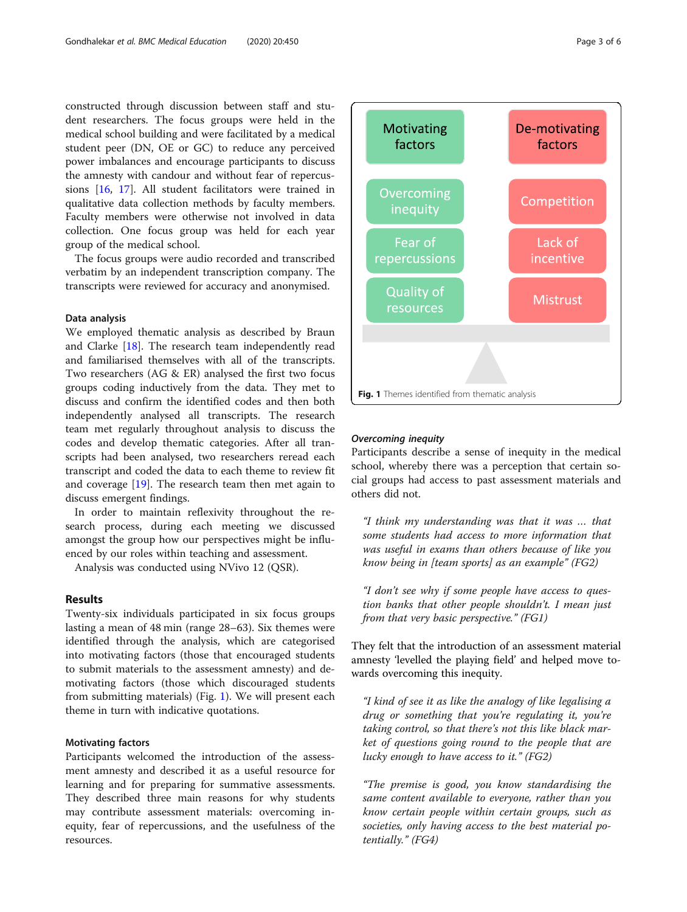constructed through discussion between staff and student researchers. The focus groups were held in the medical school building and were facilitated by a medical student peer (DN, OE or GC) to reduce any perceived power imbalances and encourage participants to discuss the amnesty with candour and without fear of repercussions [16, 17]. All student facilitators were trained in qualitative data collection methods by faculty members. Faculty members were otherwise not involved in data collection. One focus group was held for each year group of the medical school.

The focus groups were audio recorded and transcribed verbatim by an independent transcription company. The transcripts were reviewed for accuracy and anonymised.

### Data analysis

We employed thematic analysis as described by Braun and Clarke [18]. The research team independently read and familiarised themselves with all of the transcripts. Two researchers (AG & ER) analysed the first two focus groups coding inductively from the data. They met to discuss and confirm the identified codes and then both independently analysed all transcripts. The research team met regularly throughout analysis to discuss the codes and develop thematic categories. After all transcripts had been analysed, two researchers reread each transcript and coded the data to each theme to review fit and coverage [19]. The research team then met again to discuss emergent findings.

In order to maintain reflexivity throughout the research process, during each meeting we discussed amongst the group how our perspectives might be influenced by our roles within teaching and assessment.

Analysis was conducted using NVivo 12 (QSR).

## Results

Twenty-six individuals participated in six focus groups lasting a mean of 48 min (range 28–63). Six themes were identified through the analysis, which are categorised into motivating factors (those that encouraged students to submit materials to the assessment amnesty) and de-motivating factors (those which discouraged students from submitting materials) (Fig. 1). We will present each theme in turn with indicative quotations.

### Motivating factors

Participants welcomed the introduction of the assessment amnesty and described it as a useful resource for learning and for preparing for summative assessments. They described three main reasons for why students may contribute assessment materials: overcoming inequity, fear of repercussions, and the usefulness of the resources.

| Motivating factors | De-motivating factors |
|---|---|
| Overcoming inequity | Competition |
| Fear of repercussions | Lack of incentive |
| Quality of resources | Mistrust |

**Fig. 1** Themes identified from thematic analysis

#### *Overcoming inequity*

Participants describe a sense of inequity in the medical school, whereby there was a perception that certain social groups had access to past assessment materials and others did not.

> *"I think my understanding was that it was … that some students had access to more information that was useful in exams than others because of like you know being in [team sports] as an example" (FG2)*

> *"I don't see why if some people have access to question banks that other people shouldn't. I mean just from that very basic perspective." (FG1)*

They felt that the introduction of an assessment material amnesty 'levelled the playing field' and helped move towards overcoming this inequity.

> *"I kind of see it as like the analogy of like legalising a drug or something that you're regulating it, you're taking control, so that there's not this like black market of questions going round to the people that are lucky enough to have access to it." (FG2)*

> *"The premise is good, you know standardising the same content available to everyone, rather than you know certain people within certain groups, such as societies, only having access to the best material potentially." (FG4)*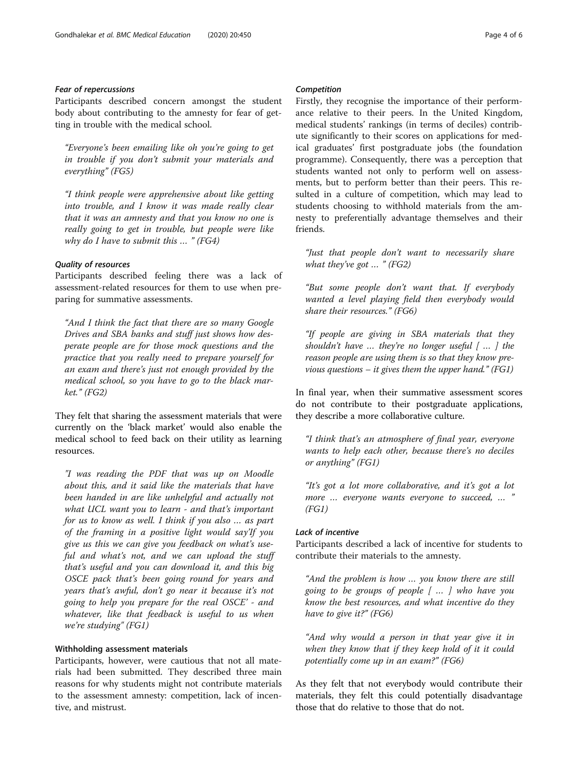#### *Fear of repercussions*

Participants described concern amongst the student body about contributing to the amnesty for fear of getting in trouble with the medical school.

> "Everyone's been emailing like oh you're going to get in trouble if you don't submit your materials and everything" (FG5)

> "I think people were apprehensive about like getting into trouble, and I know it was made really clear that it was an amnesty and that you know no one is really going to get in trouble, but people were like why do I have to submit this … " (FG4)

#### *Quality of resources*

Participants described feeling there was a lack of assessment-related resources for them to use when preparing for summative assessments.

> "And I think the fact that there are so many Google Drives and SBA banks and stuff just shows how desperate people are for those mock questions and the practice that you really need to prepare yourself for an exam and there's just not enough provided by the medical school, so you have to go to the black market." (FG2)

They felt that sharing the assessment materials that were currently on the 'black market' would also enable the medical school to feed back on their utility as learning resources.

> "I was reading the PDF that was up on Moodle about this, and it said like the materials that have been handed in are like unhelpful and actually not what UCL want you to learn - and that's important for us to know as well. I think if you also … as part of the framing in a positive light would say'If you give us this we can give you feedback on what's useful and what's not, and we can upload the stuff that's useful and you can download it, and this big OSCE pack that's been going round for years and years that's awful, don't go near it because it's not going to help you prepare for the real OSCE' - and whatever, like that feedback is useful to us when we're studying" (FG1)

### Withholding assessment materials

Participants, however, were cautious that not all materials had been submitted. They described three main reasons for why students might not contribute materials to the assessment amnesty: competition, lack of incentive, and mistrust.

#### *Competition*

Firstly, they recognise the importance of their performance relative to their peers. In the United Kingdom, medical students' rankings (in terms of deciles) contribute significantly to their scores on applications for medical graduates' first postgraduate jobs (the foundation programme). Consequently, there was a perception that students wanted not only to perform well on assessments, but to perform better than their peers. This resulted in a culture of competition, which may lead to students choosing to withhold materials from the amnesty to preferentially advantage themselves and their friends.

> "Just that people don't want to necessarily share what they've got … " (FG2)

> "But some people don't want that. If everybody wanted a level playing field then everybody would share their resources." (FG6)

> "If people are giving in SBA materials that they shouldn't have … they're no longer useful [ … ] the reason people are using them is so that they know previous questions – it gives them the upper hand." (FG1)

In final year, when their summative assessment scores do not contribute to their postgraduate applications, they describe a more collaborative culture.

> "I think that's an atmosphere of final year, everyone wants to help each other, because there's no deciles or anything" (FG1)

> "It's got a lot more collaborative, and it's got a lot more … everyone wants everyone to succeed, … " (FG1)

#### *Lack of incentive*

Participants described a lack of incentive for students to contribute their materials to the amnesty.

> "And the problem is how … you know there are still going to be groups of people [ … ] who have you know the best resources, and what incentive do they have to give it?" (FG6)

> "And why would a person in that year give it in when they know that if they keep hold of it it could potentially come up in an exam?" (FG6)

As they felt that not everybody would contribute their materials, they felt this could potentially disadvantage those that do relative to those that do not.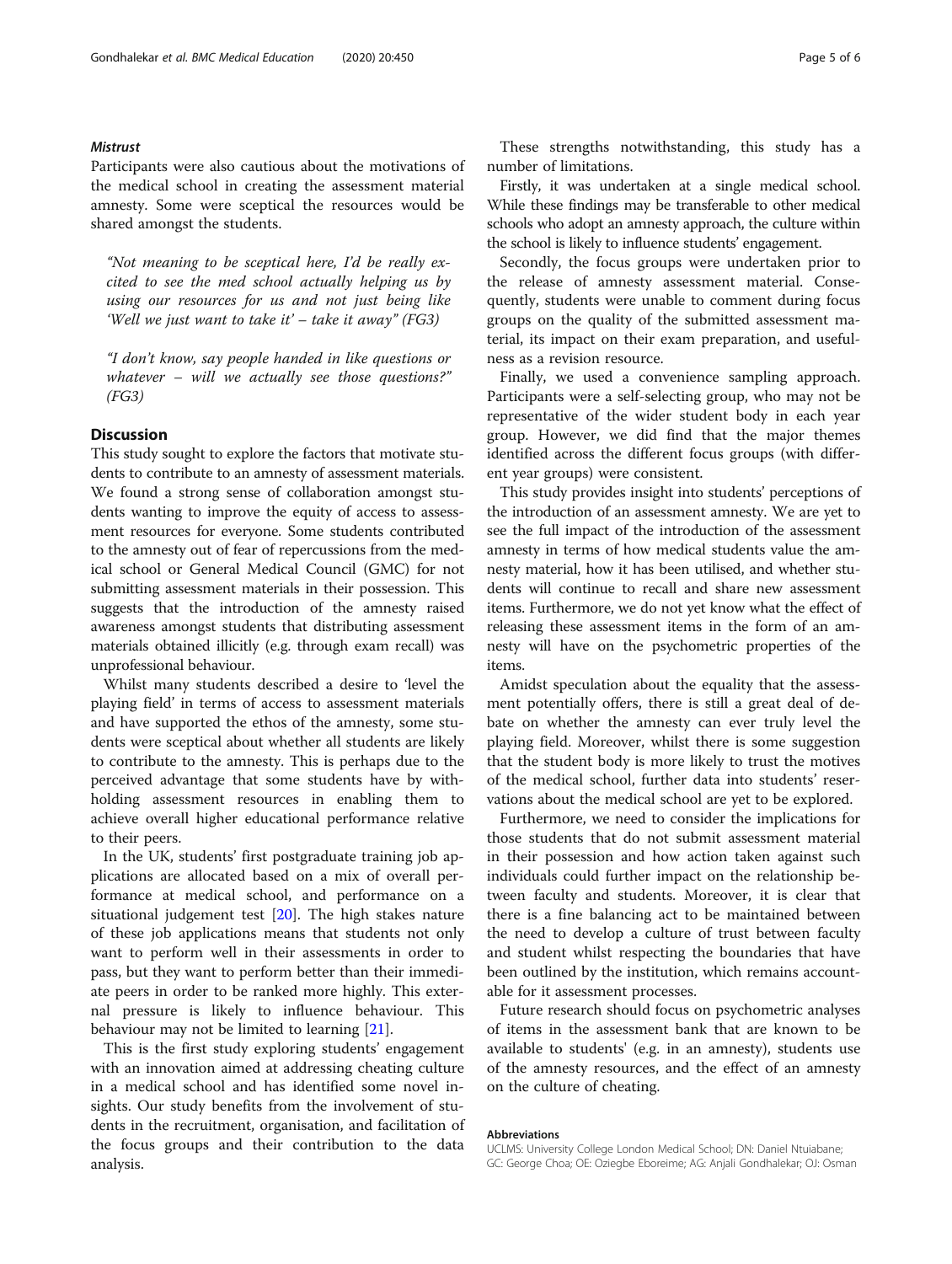#### *Mistrust*

Participants were also cautious about the motivations of the medical school in creating the assessment material amnesty. Some were sceptical the resources would be shared amongst the students.

> *"Not meaning to be sceptical here, I'd be really excited to see the med school actually helping us by using our resources for us and not just being like 'Well we just want to take it' – take it away" (FG3)*

> *"I don't know, say people handed in like questions or whatever – will we actually see those questions?" (FG3)*

## Discussion

This study sought to explore the factors that motivate students to contribute to an amnesty of assessment materials. We found a strong sense of collaboration amongst students wanting to improve the equity of access to assessment resources for everyone. Some students contributed to the amnesty out of fear of repercussions from the medical school or General Medical Council (GMC) for not submitting assessment materials in their possession. This suggests that the introduction of the amnesty raised awareness amongst students that distributing assessment materials obtained illicitly (e.g. through exam recall) was unprofessional behaviour.

Whilst many students described a desire to 'level the playing field' in terms of access to assessment materials and have supported the ethos of the amnesty, some students were sceptical about whether all students are likely to contribute to the amnesty. This is perhaps due to the perceived advantage that some students have by withholding assessment resources in enabling them to achieve overall higher educational performance relative to their peers.

In the UK, students' first postgraduate training job applications are allocated based on a mix of overall performance at medical school, and performance on a situational judgement test [20]. The high stakes nature of these job applications means that students not only want to perform well in their assessments in order to pass, but they want to perform better than their immediate peers in order to be ranked more highly. This external pressure is likely to influence behaviour. This behaviour may not be limited to learning [21].

This is the first study exploring students' engagement with an innovation aimed at addressing cheating culture in a medical school and has identified some novel insights. Our study benefits from the involvement of students in the recruitment, organisation, and facilitation of the focus groups and their contribution to the data analysis.

These strengths notwithstanding, this study has a number of limitations.

Firstly, it was undertaken at a single medical school. While these findings may be transferable to other medical schools who adopt an amnesty approach, the culture within the school is likely to influence students' engagement.

Secondly, the focus groups were undertaken prior to the release of amnesty assessment material. Consequently, students were unable to comment during focus groups on the quality of the submitted assessment material, its impact on their exam preparation, and usefulness as a revision resource.

Finally, we used a convenience sampling approach. Participants were a self-selecting group, who may not be representative of the wider student body in each year group. However, we did find that the major themes identified across the different focus groups (with different year groups) were consistent.

This study provides insight into students' perceptions of the introduction of an assessment amnesty. We are yet to see the full impact of the introduction of the assessment amnesty in terms of how medical students value the amnesty material, how it has been utilised, and whether students will continue to recall and share new assessment items. Furthermore, we do not yet know what the effect of releasing these assessment items in the form of an amnesty will have on the psychometric properties of the items.

Amidst speculation about the equality that the assessment potentially offers, there is still a great deal of debate on whether the amnesty can ever truly level the playing field. Moreover, whilst there is some suggestion that the student body is more likely to trust the motives of the medical school, further data into students' reservations about the medical school are yet to be explored.

Furthermore, we need to consider the implications for those students that do not submit assessment material in their possession and how action taken against such individuals could further impact on the relationship between faculty and students. Moreover, it is clear that there is a fine balancing act to be maintained between the need to develop a culture of trust between faculty and student whilst respecting the boundaries that have been outlined by the institution, which remains accountable for it assessment processes.

Future research should focus on psychometric analyses of items in the assessment bank that are known to be available to students' (e.g. in an amnesty), students use of the amnesty resources, and the effect of an amnesty on the culture of cheating.

#### Abbreviations

UCLMS: University College London Medical School; DN: Daniel Ntuiabane; GC: George Choa; OE: Oziegbe Eboreime; AG: Anjali Gondhalekar; OJ: Osman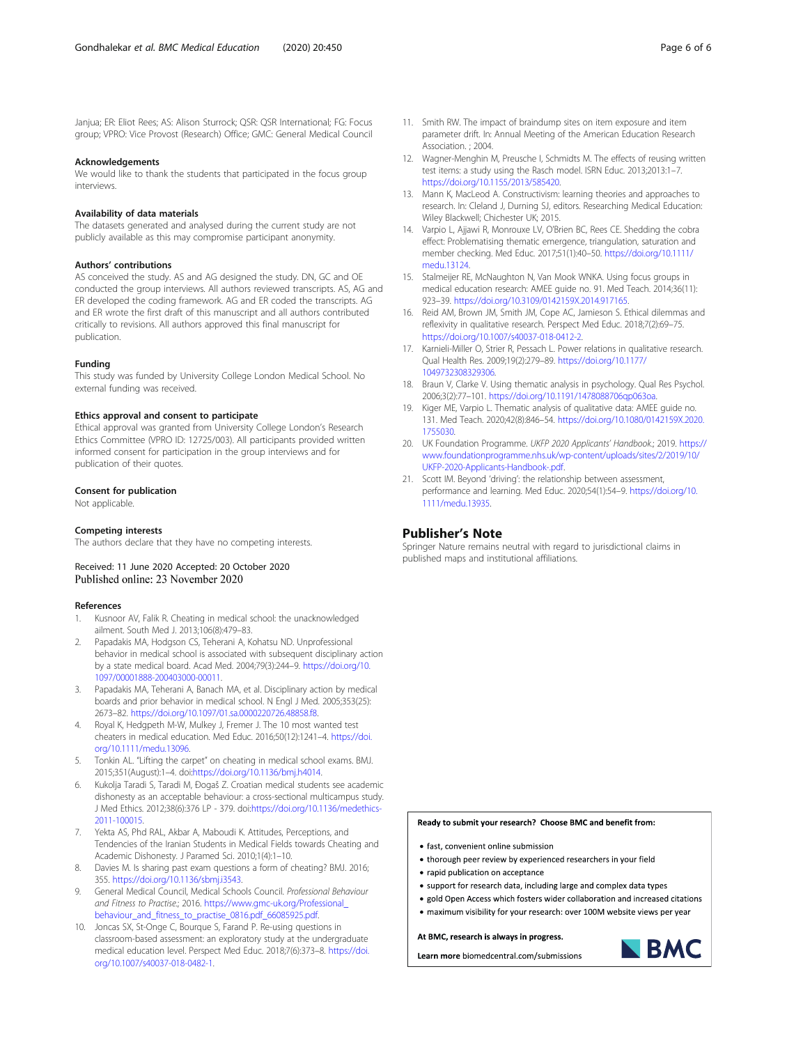Janjua; ER: Eliot Rees; AS: Alison Sturrock; QSR: QSR International; FG: Focus group; VPRO: Vice Provost (Research) Office; GMC: General Medical Council

### Acknowledgements

We would like to thank the students that participated in the focus group interviews.

### Availability of data materials

The datasets generated and analysed during the current study are not publicly available as this may compromise participant anonymity.

### Authors' contributions

AS conceived the study. AS and AG designed the study. DN, GC and OE conducted the group interviews. All authors reviewed transcripts. AS, AG and ER developed the coding framework. AG and ER coded the transcripts. AG and ER wrote the first draft of this manuscript and all authors contributed critically to revisions. All authors approved this final manuscript for publication.

### Funding

This study was funded by University College London Medical School. No external funding was received.

### Ethics approval and consent to participate

Ethical approval was granted from University College London's Research Ethics Committee (VPRO ID: 12725/003). All participants provided written informed consent for participation in the group interviews and for publication of their quotes.

### Consent for publication

Not applicable.

### Competing interests

The authors declare that they have no competing interests.

Received: 11 June 2020 Accepted: 20 October 2020
Published online: 23 November 2020

### References

1. Kusnoor AV, Falik R. Cheating in medical school: the unacknowledged ailment. South Med J. 2013;106(8):479–83.
2. Papadakis MA, Hodgson CS, Teherani A, Kohatsu ND. Unprofessional behavior in medical school is associated with subsequent disciplinary action by a state medical board. Acad Med. 2004;79(3):244–9. https://doi.org/10.1097/00001888-200403000-00011.
3. Papadakis MA, Teherani A, Banach MA, et al. Disciplinary action by medical boards and prior behavior in medical school. N Engl J Med. 2005;353(25):2673–82. https://doi.org/10.1097/01.sa.0000220726.48858.f8.
4. Royal K, Hedgpeth M-W, Mulkey J, Fremer J. The 10 most wanted test cheaters in medical education. Med Educ. 2016;50(12):1241–4. https://doi.org/10.1111/medu.13096.
5. Tonkin AL. "Lifting the carpet" on cheating in medical school exams. BMJ. 2015;351(August):1–4. doi:https://doi.org/10.1136/bmj.h4014.
6. Kukolja Taradi S, Taradi M, Đogaš Z. Croatian medical students see academic dishonesty as an acceptable behaviour: a cross-sectional multicampus study. J Med Ethics. 2012;38(6):376 LP - 379. doi:https://doi.org/10.1136/medethics-2011-100015.
7. Yekta AS, Phd RAL, Akbar A, Maboudi K. Attitudes, Perceptions, and Tendencies of the Iranian Students in Medical Fields towards Cheating and Academic Dishonesty. J Paramed Sci. 2010;1(4):1–10.
8. Davies M. Is sharing past exam questions a form of cheating? BMJ. 2016;355. https://doi.org/10.1136/sbmj.i3543.
9. General Medical Council, Medical Schools Council. *Professional Behaviour and Fitness to Practise*.; 2016. https://www.gmc-uk.org/Professional_behaviour_and_fitness_to_practise_0816.pdf_66085925.pdf.
10. Joncas SX, St-Onge C, Bourque S, Farand P. Re-using questions in classroom-based assessment: an exploratory study at the undergraduate medical education level. Perspect Med Educ. 2018;7(6):373–8. https://doi.org/10.1007/s40037-018-0482-1.
11. Smith RW. The impact of braindump sites on item exposure and item parameter drift. In: Annual Meeting of the American Education Research Association. ; 2004.
12. Wagner-Menghin M, Preusche I, Schmidts M. The effects of reusing written test items: a study using the Rasch model. ISRN Educ. 2013;2013:1–7. https://doi.org/10.1155/2013/585420.
13. Mann K, MacLeod A. Constructivism: learning theories and approaches to research. In: Cleland J, Durning SJ, editors. Researching Medical Education: Wiley Blackwell; Chichester UK; 2015.
14. Varpio L, Ajjawi R, Monrouxe LV, O'Brien BC, Rees CE. Shedding the cobra effect: Problematising thematic emergence, triangulation, saturation and member checking. Med Educ. 2017;51(1):40–50. https://doi.org/10.1111/medu.13124.
15. Stalmeijer RE, McNaughton N, Van Mook WNKA. Using focus groups in medical education research: AMEE guide no. 91. Med Teach. 2014;36(11):923–39. https://doi.org/10.3109/0142159X.2014.917165.
16. Reid AM, Brown JM, Smith JM, Cope AC, Jamieson S. Ethical dilemmas and reflexivity in qualitative research. Perspect Med Educ. 2018;7(2):69–75. https://doi.org/10.1007/s40037-018-0412-2.
17. Karnieli-Miller O, Strier R, Pessach L. Power relations in qualitative research. Qual Health Res. 2009;19(2):279–89. https://doi.org/10.1177/1049732308329306.
18. Braun V, Clarke V. Using thematic analysis in psychology. Qual Res Psychol. 2006;3(2):77–101. https://doi.org/10.1191/1478088706qp063oa.
19. Kiger ME, Varpio L. Thematic analysis of qualitative data: AMEE guide no. 131. Med Teach. 2020;42(8):846–54. https://doi.org/10.1080/0142159X.2020.1755030.
20. UK Foundation Programme. *UKFP 2020 Applicants' Handbook*.; 2019. https://www.foundationprogramme.nhs.uk/wp-content/uploads/sites/2/2019/10/UKFP-2020-Applicants-Handbook-.pdf.
21. Scott IM. Beyond 'driving': the relationship between assessment, performance and learning. Med Educ. 2020;54(1):54–9. https://doi.org/10.1111/medu.13935.

## Publisher's Note

Springer Nature remains neutral with regard to jurisdictional claims in published maps and institutional affiliations.

**Ready to submit your research? Choose BMC and benefit from:**

- fast, convenient online submission
- thorough peer review by experienced researchers in your field
- rapid publication on acceptance
- support for research data, including large and complex data types
- gold Open Access which fosters wider collaboration and increased citations
- maximum visibility for your research: over 100M website views per year

**At BMC, research is always in progress.**

**Learn more** biomedcentral.com/submissions

BMC